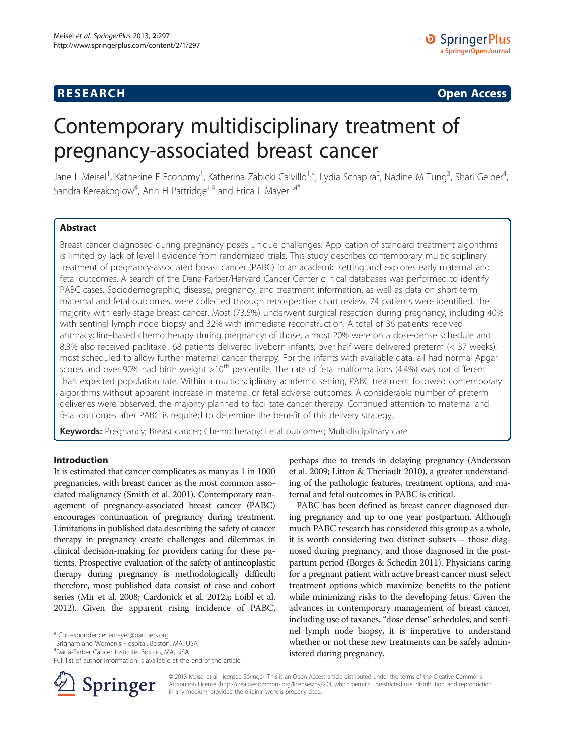**RESEARCH** **Open Access**

# Contemporary multidisciplinary treatment of pregnancy-associated breast cancer

Jane L Meisel[1], Katherine E Economy[1], Katherina Zabicki Calvillo[1,4], Lydia Schapira[2], Nadine M Tung[3], Shari Gelber[4], Sandra Kereakoglow[4], Ann H Partridge[1,4] and Erica L Mayer[1,4*]

## Abstract

Breast cancer diagnosed during pregnancy poses unique challenges. Application of standard treatment algorithms is limited by lack of level I evidence from randomized trials. This study describes contemporary multidisciplinary treatment of pregnancy-associated breast cancer (PABC) in an academic setting and explores early maternal and fetal outcomes. A search of the Dana-Farber/Harvard Cancer Center clinical databases was performed to identify PABC cases. Sociodemographic, disease, pregnancy, and treatment information, as well as data on short-term maternal and fetal outcomes, were collected through retrospective chart review. 74 patients were identified, the majority with early-stage breast cancer. Most (73.5%) underwent surgical resection during pregnancy, including 40% with sentinel lymph node biopsy and 32% with immediate reconstruction. A total of 36 patients received anthracycline-based chemotherapy during pregnancy; of those, almost 20% were on a dose-dense schedule and 8.3% also received paclitaxel. 68 patients delivered liveborn infants; over half were delivered preterm (< 37 weeks), most scheduled to allow further maternal cancer therapy. For the infants with available data, all had normal Apgar scores and over 90% had birth weight $>10^{th}$ percentile. The rate of fetal malformations (4.4%) was not different than expected population rate. Within a multidisciplinary academic setting, PABC treatment followed contemporary algorithms without apparent increase in maternal or fetal adverse outcomes. A considerable number of preterm deliveries were observed, the majority planned to facilitate cancer therapy. Continued attention to maternal and fetal outcomes after PABC is required to determine the benefit of this delivery strategy.

**Keywords:** Pregnancy; Breast cancer; Chemotherapy; Fetal outcomes; Multidisciplinary care

## Introduction

It is estimated that cancer complicates as many as 1 in 1000 pregnancies, with breast cancer as the most common associated malignancy (Smith et al. 2001). Contemporary management of pregnancy-associated breast cancer (PABC) encourages continuation of pregnancy during treatment. Limitations in published data describing the safety of cancer therapy in pregnancy create challenges and dilemmas in clinical decision-making for providers caring for these patients. Prospective evaluation of the safety of antineoplastic therapy during pregnancy is methodologically difficult; therefore, most published data consist of case and cohort series (Mir et al. 2008; Cardonick et al. 2012a; Loibl et al. 2012). Given the apparent rising incidence of PABC, perhaps due to trends in delaying pregnancy (Andersson et al. 2009; Litton & Theriault 2010), a greater understanding of the pathologic features, treatment options, and maternal and fetal outcomes in PABC is critical.

PABC has been defined as breast cancer diagnosed during pregnancy and up to one year postpartum. Although much PABC research has considered this group as a whole, it is worth considering two distinct subsets – those diagnosed during pregnancy, and those diagnosed in the postpartum period (Borges & Schedin 2011). Physicians caring for a pregnant patient with active breast cancer must select treatment options which maximize benefits to the patient while minimizing risks to the developing fetus. Given the advances in contemporary management of breast cancer, including use of taxanes, "dose dense" schedules, and sentinel lymph node biopsy, it is imperative to understand whether or not these new treatments can be safely administered during pregnancy.

* Correspondence: emayer@partners.org
[1]Brigham and Women's Hospital, Boston, MA, USA
[4]Dana-Farber Cancer Institute, Boston, MA, USA
Full list of author information is available at the end of the article

© 2013 Meisel et al.; licensee Springer. This is an Open Access article distributed under the terms of the Creative Commons Attribution License (http://creativecommons.org/licenses/by/2.0), which permits unrestricted use, distribution, and reproduction in any medium, provided the original work is properly cited.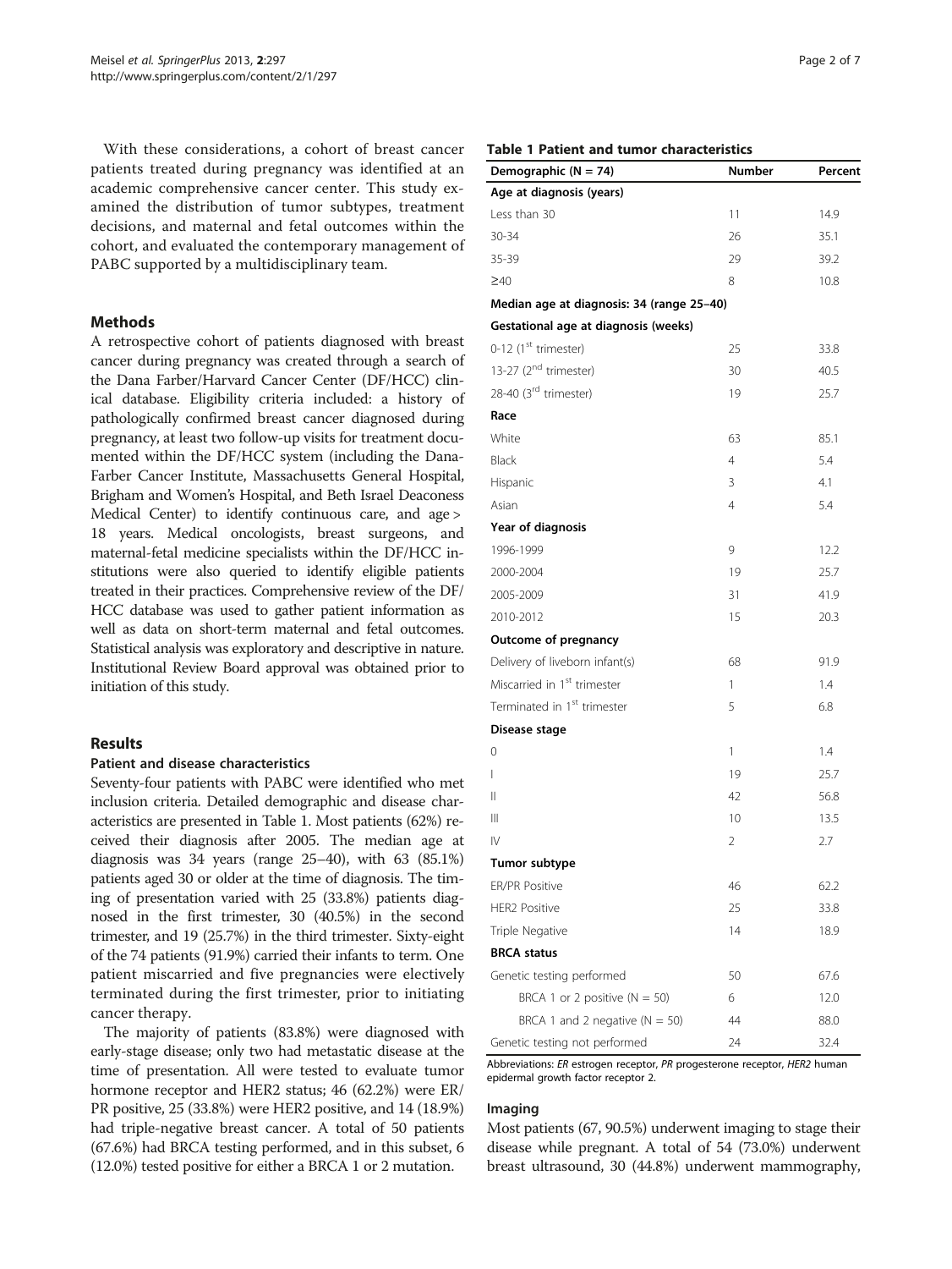With these considerations, a cohort of breast cancer patients treated during pregnancy was identified at an academic comprehensive cancer center. This study examined the distribution of tumor subtypes, treatment decisions, and maternal and fetal outcomes within the cohort, and evaluated the contemporary management of PABC supported by a multidisciplinary team.

## Methods

A retrospective cohort of patients diagnosed with breast cancer during pregnancy was created through a search of the Dana Farber/Harvard Cancer Center (DF/HCC) clinical database. Eligibility criteria included: a history of pathologically confirmed breast cancer diagnosed during pregnancy, at least two follow-up visits for treatment documented within the DF/HCC system (including the Dana-Farber Cancer Institute, Massachusetts General Hospital, Brigham and Women's Hospital, and Beth Israel Deaconess Medical Center) to identify continuous care, and age > 18 years. Medical oncologists, breast surgeons, and maternal-fetal medicine specialists within the DF/HCC institutions were also queried to identify eligible patients treated in their practices. Comprehensive review of the DF/HCC database was used to gather patient information as well as data on short-term maternal and fetal outcomes. Statistical analysis was exploratory and descriptive in nature. Institutional Review Board approval was obtained prior to initiation of this study.

## Results

### Patient and disease characteristics

Seventy-four patients with PABC were identified who met inclusion criteria. Detailed demographic and disease characteristics are presented in Table 1. Most patients (62%) received their diagnosis after 2005. The median age at diagnosis was 34 years (range 25–40), with 63 (85.1%) patients aged 30 or older at the time of diagnosis. The timing of presentation varied with 25 (33.8%) patients diagnosed in the first trimester, 30 (40.5%) in the second trimester, and 19 (25.7%) in the third trimester. Sixty-eight of the 74 patients (91.9%) carried their infants to term. One patient miscarried and five pregnancies were electively terminated during the first trimester, prior to initiating cancer therapy.

The majority of patients (83.8%) were diagnosed with early-stage disease; only two had metastatic disease at the time of presentation. All were tested to evaluate tumor hormone receptor and HER2 status; 46 (62.2%) were ER/PR positive, 25 (33.8%) were HER2 positive, and 14 (18.9%) had triple-negative breast cancer. A total of 50 patients (67.6%) had BRCA testing performed, and in this subset, 6 (12.0%) tested positive for either a BRCA 1 or 2 mutation.

**Table 1 Patient and tumor characteristics**

| Demographic (N = 74) | Number | Percent |
|---|---|---|
| **Age at diagnosis (years)** | | |
| Less than 30 | 11 | 14.9 |
| 30-34 | 26 | 35.1 |
| 35-39 | 29 | 39.2 |
| ≥40 | 8 | 10.8 |
| **Median age at diagnosis: 34 (range 25–40)** | | |
| **Gestational age at diagnosis (weeks)** | | |
| 0-12 (1st trimester) | 25 | 33.8 |
| 13-27 (2nd trimester) | 30 | 40.5 |
| 28-40 (3rd trimester) | 19 | 25.7 |
| **Race** | | |
| White | 63 | 85.1 |
| Black | 4 | 5.4 |
| Hispanic | 3 | 4.1 |
| Asian | 4 | 5.4 |
| **Year of diagnosis** | | |
| 1996-1999 | 9 | 12.2 |
| 2000-2004 | 19 | 25.7 |
| 2005-2009 | 31 | 41.9 |
| 2010-2012 | 15 | 20.3 |
| **Outcome of pregnancy** | | |
| Delivery of liveborn infant(s) | 68 | 91.9 |
| Miscarried in 1st trimester | 1 | 1.4 |
| Terminated in 1st trimester | 5 | 6.8 |
| **Disease stage** | | |
| 0 | 1 | 1.4 |
| I | 19 | 25.7 |
| II | 42 | 56.8 |
| III | 10 | 13.5 |
| IV | 2 | 2.7 |
| **Tumor subtype** | | |
| ER/PR Positive | 46 | 62.2 |
| HER2 Positive | 25 | 33.8 |
| Triple Negative | 14 | 18.9 |
| **BRCA status** | | |
| Genetic testing performed | 50 | 67.6 |
| BRCA 1 or 2 positive (N = 50) | 6 | 12.0 |
| BRCA 1 and 2 negative (N = 50) | 44 | 88.0 |
| Genetic testing not performed | 24 | 32.4 |

Abbreviations: *ER* estrogen receptor, *PR* progesterone receptor, *HER2* human epidermal growth factor receptor 2.

### Imaging

Most patients (67, 90.5%) underwent imaging to stage their disease while pregnant. A total of 54 (73.0%) underwent breast ultrasound, 30 (44.8%) underwent mammography,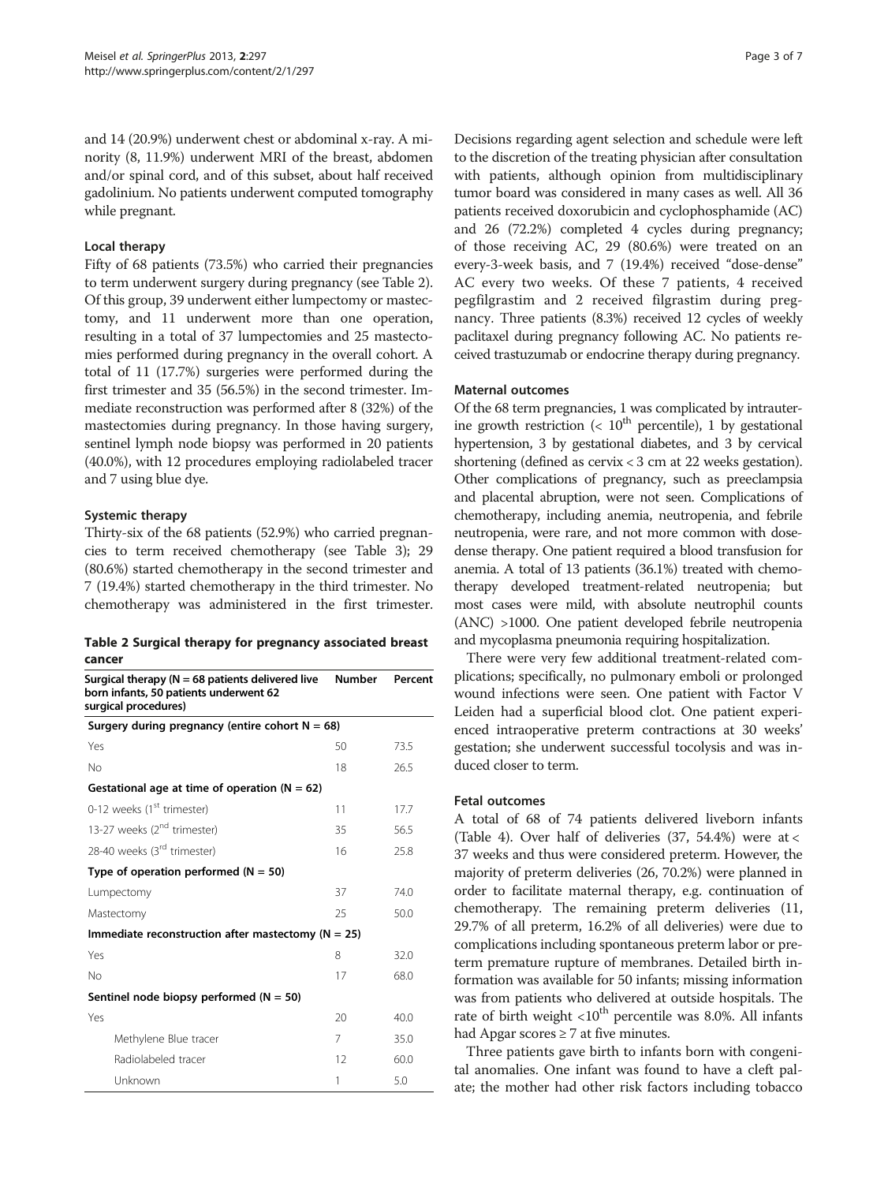and 14 (20.9%) underwent chest or abdominal x-ray. A minority (8, 11.9%) underwent MRI of the breast, abdomen and/or spinal cord, and of this subset, about half received gadolinium. No patients underwent computed tomography while pregnant.

### Local therapy

Fifty of 68 patients (73.5%) who carried their pregnancies to term underwent surgery during pregnancy (see Table 2). Of this group, 39 underwent either lumpectomy or mastectomy, and 11 underwent more than one operation, resulting in a total of 37 lumpectomies and 25 mastectomies performed during pregnancy in the overall cohort. A total of 11 (17.7%) surgeries were performed during the first trimester and 35 (56.5%) in the second trimester. Immediate reconstruction was performed after 8 (32%) of the mastectomies during pregnancy. In those having surgery, sentinel lymph node biopsy was performed in 20 patients (40.0%), with 12 procedures employing radiolabeled tracer and 7 using blue dye.

### Systemic therapy

Thirty-six of the 68 patients (52.9%) who carried pregnancies to term received chemotherapy (see Table 3); 29 (80.6%) started chemotherapy in the second trimester and 7 (19.4%) started chemotherapy in the third trimester. No chemotherapy was administered in the first trimester.

**Table 2 Surgical therapy for pregnancy associated breast cancer**

| Surgical therapy (N = 68 patients delivered live born infants, 50 patients underwent 62 surgical procedures) | Number | Percent |
|---|---|---|
| **Surgery during pregnancy (entire cohort N = 68)** | | |
| Yes | 50 | 73.5 |
| No | 18 | 26.5 |
| **Gestational age at time of operation (N = 62)** | | |
| 0-12 weeks (1st trimester) | 11 | 17.7 |
| 13-27 weeks (2nd trimester) | 35 | 56.5 |
| 28-40 weeks (3rd trimester) | 16 | 25.8 |
| **Type of operation performed (N = 50)** | | |
| Lumpectomy | 37 | 74.0 |
| Mastectomy | 25 | 50.0 |
| **Immediate reconstruction after mastectomy (N = 25)** | | |
| Yes | 8 | 32.0 |
| No | 17 | 68.0 |
| **Sentinel node biopsy performed (N = 50)** | | |
| Yes | 20 | 40.0 |
| Methylene Blue tracer | 7 | 35.0 |
| Radiolabeled tracer | 12 | 60.0 |
| Unknown | 1 | 5.0 |

Decisions regarding agent selection and schedule were left to the discretion of the treating physician after consultation with patients, although opinion from multidisciplinary tumor board was considered in many cases as well. All 36 patients received doxorubicin and cyclophosphamide (AC) and 26 (72.2%) completed 4 cycles during pregnancy; of those receiving AC, 29 (80.6%) were treated on an every-3-week basis, and 7 (19.4%) received "dose-dense" AC every two weeks. Of these 7 patients, 4 received pegfilgrastim and 2 received filgrastim during pregnancy. Three patients (8.3%) received 12 cycles of weekly paclitaxel during pregnancy following AC. No patients received trastuzumab or endocrine therapy during pregnancy.

### Maternal outcomes

Of the 68 term pregnancies, 1 was complicated by intrauterine growth restriction (< 10th percentile), 1 by gestational hypertension, 3 by gestational diabetes, and 3 by cervical shortening (defined as cervix < 3 cm at 22 weeks gestation). Other complications of pregnancy, such as preeclampsia and placental abruption, were not seen. Complications of chemotherapy, including anemia, neutropenia, and febrile neutropenia, were rare, and not more common with dose-dense therapy. One patient required a blood transfusion for anemia. A total of 13 patients (36.1%) treated with chemotherapy developed treatment-related neutropenia; but most cases were mild, with absolute neutrophil counts (ANC) >1000. One patient developed febrile neutropenia and mycoplasma pneumonia requiring hospitalization.

There were very few additional treatment-related complications; specifically, no pulmonary emboli or prolonged wound infections were seen. One patient with Factor V Leiden had a superficial blood clot. One patient experienced intraoperative preterm contractions at 30 weeks' gestation; she underwent successful tocolysis and was induced closer to term.

### Fetal outcomes

A total of 68 of 74 patients delivered liveborn infants (Table 4). Over half of deliveries (37, 54.4%) were at < 37 weeks and thus were considered preterm. However, the majority of preterm deliveries (26, 70.2%) were planned in order to facilitate maternal therapy, e.g. continuation of chemotherapy. The remaining preterm deliveries (11, 29.7% of all preterm, 16.2% of all deliveries) were due to complications including spontaneous preterm labor or preterm premature rupture of membranes. Detailed birth information was available for 50 infants; missing information was from patients who delivered at outside hospitals. The rate of birth weight <10th percentile was 8.0%. All infants had Apgar scores ≥ 7 at five minutes.

Three patients gave birth to infants born with congenital anomalies. One infant was found to have a cleft palate; the mother had other risk factors including tobacco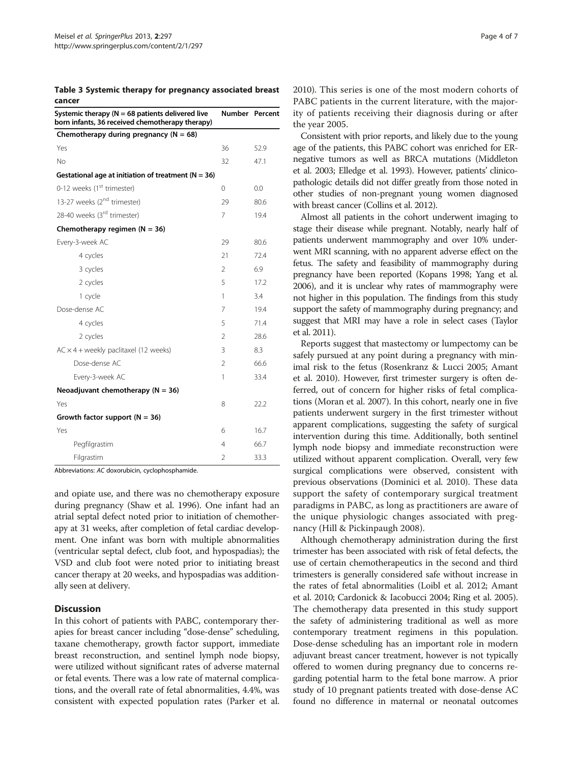**Table 3 Systemic therapy for pregnancy associated breast cancer**

| Systemic therapy (N = 68 patients delivered live born infants, 36 received chemotherapy therapy) | Number | Percent |
|---|---|---|
| **Chemotherapy during pregnancy (N = 68)** | | |
| Yes | 36 | 52.9 |
| No | 32 | 47.1 |
| **Gestational age at initiation of treatment (N = 36)** | | |
| 0-12 weeks (1st trimester) | 0 | 0.0 |
| 13-27 weeks (2nd trimester) | 29 | 80.6 |
| 28-40 weeks (3rd trimester) | 7 | 19.4 |
| **Chemotherapy regimen (N = 36)** | | |
| Every-3-week AC | 29 | 80.6 |
| 4 cycles | 21 | 72.4 |
| 3 cycles | 2 | 6.9 |
| 2 cycles | 5 | 17.2 |
| 1 cycle | 1 | 3.4 |
| Dose-dense AC | 7 | 19.4 |
| 4 cycles | 5 | 71.4 |
| 2 cycles | 2 | 28.6 |
| AC × 4 + weekly paclitaxel (12 weeks) | 3 | 8.3 |
| Dose-dense AC | 2 | 66.6 |
| Every-3-week AC | 1 | 33.4 |
| **Neoadjuvant chemotherapy (N = 36)** | | |
| Yes | 8 | 22.2 |
| **Growth factor support (N = 36)** | | |
| Yes | 6 | 16.7 |
| Pegfilgrastim | 4 | 66.7 |
| Filgrastim | 2 | 33.3 |

Abbreviations: *AC* doxorubicin, cyclophosphamide.

and opiate use, and there was no chemotherapy exposure during pregnancy (Shaw et al. 1996). One infant had an atrial septal defect noted prior to initiation of chemotherapy at 31 weeks, after completion of fetal cardiac development. One infant was born with multiple abnormalities (ventricular septal defect, club foot, and hypospadias); the VSD and club foot were noted prior to initiating breast cancer therapy at 20 weeks, and hypospadias was additionally seen at delivery.

## Discussion

In this cohort of patients with PABC, contemporary therapies for breast cancer including "dose-dense" scheduling, taxane chemotherapy, growth factor support, immediate breast reconstruction, and sentinel lymph node biopsy, were utilized without significant rates of adverse maternal or fetal events. There was a low rate of maternal complications, and the overall rate of fetal abnormalities, 4.4%, was consistent with expected population rates (Parker et al. 2010). This series is one of the most modern cohorts of PABC patients in the current literature, with the majority of patients receiving their diagnosis during or after the year 2005.

Consistent with prior reports, and likely due to the young age of the patients, this PABC cohort was enriched for ER-negative tumors as well as BRCA mutations (Middleton et al. 2003; Elledge et al. 1993). However, patients' clinicopathologic details did not differ greatly from those noted in other studies of non-pregnant young women diagnosed with breast cancer (Collins et al. 2012).

Almost all patients in the cohort underwent imaging to stage their disease while pregnant. Notably, nearly half of patients underwent mammography and over 10% underwent MRI scanning, with no apparent adverse effect on the fetus. The safety and feasibility of mammography during pregnancy have been reported (Kopans 1998; Yang et al. 2006), and it is unclear why rates of mammography were not higher in this population. The findings from this study support the safety of mammography during pregnancy; and suggest that MRI may have a role in select cases (Taylor et al. 2011).

Reports suggest that mastectomy or lumpectomy can be safely pursued at any point during a pregnancy with minimal risk to the fetus (Rosenkranz & Lucci 2005; Amant et al. 2010). However, first trimester surgery is often deferred, out of concern for higher risks of fetal complications (Moran et al. 2007). In this cohort, nearly one in five patients underwent surgery in the first trimester without apparent complications, suggesting the safety of surgical intervention during this time. Additionally, both sentinel lymph node biopsy and immediate reconstruction were utilized without apparent complication. Overall, very few surgical complications were observed, consistent with previous observations (Dominici et al. 2010). These data support the safety of contemporary surgical treatment paradigms in PABC, as long as practitioners are aware of the unique physiologic changes associated with pregnancy (Hill & Pickinpaugh 2008).

Although chemotherapy administration during the first trimester has been associated with risk of fetal defects, the use of certain chemotherapeutics in the second and third trimesters is generally considered safe without increase in the rates of fetal abnormalities (Loibl et al. 2012; Amant et al. 2010; Cardonick & Iacobucci 2004; Ring et al. 2005). The chemotherapy data presented in this study support the safety of administering traditional as well as more contemporary treatment regimens in this population. Dose-dense scheduling has an important role in modern adjuvant breast cancer treatment, however is not typically offered to women during pregnancy due to concerns regarding potential harm to the fetal bone marrow. A prior study of 10 pregnant patients treated with dose-dense AC found no difference in maternal or neonatal outcomes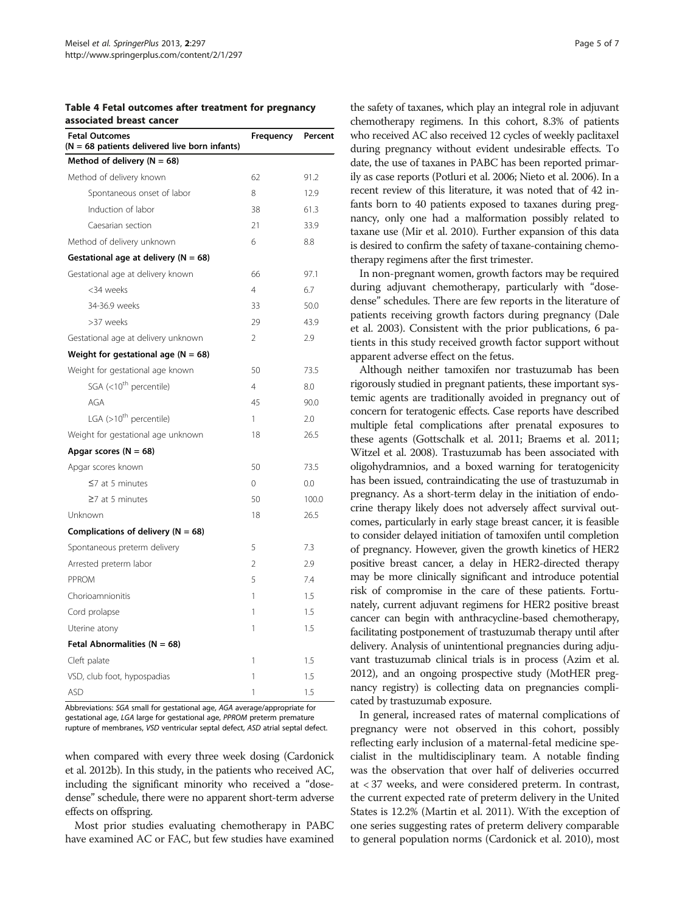**Table 4 Fetal outcomes after treatment for pregnancy associated breast cancer**

| Fetal Outcomes (N = 68 patients delivered live born infants) | Frequency | Percent |
|---|---|---|
| **Method of delivery (N = 68)** | | |
| Method of delivery known | 62 | 91.2 |
| Spontaneous onset of labor | 8 | 12.9 |
| Induction of labor | 38 | 61.3 |
| Caesarian section | 21 | 33.9 |
| Method of delivery unknown | 6 | 8.8 |
| **Gestational age at delivery (N = 68)** | | |
| Gestational age at delivery known | 66 | 97.1 |
| <34 weeks | 4 | 6.7 |
| 34-36.9 weeks | 33 | 50.0 |
| >37 weeks | 29 | 43.9 |
| Gestational age at delivery unknown | 2 | 2.9 |
| **Weight for gestational age (N = 68)** | | |
| Weight for gestational age known | 50 | 73.5 |
| SGA (<10$^{th}$ percentile) | 4 | 8.0 |
| AGA | 45 | 90.0 |
| LGA (>10$^{th}$ percentile) | 1 | 2.0 |
| Weight for gestational age unknown | 18 | 26.5 |
| **Apgar scores (N = 68)** | | |
| Apgar scores known | 50 | 73.5 |
| ≤7 at 5 minutes | 0 | 0.0 |
| ≥7 at 5 minutes | 50 | 100.0 |
| Unknown | 18 | 26.5 |
| **Complications of delivery (N = 68)** | | |
| Spontaneous preterm delivery | 5 | 7.3 |
| Arrested preterm labor | 2 | 2.9 |
| PPROM | 5 | 7.4 |
| Chorioamnionitis | 1 | 1.5 |
| Cord prolapse | 1 | 1.5 |
| Uterine atony | 1 | 1.5 |
| **Fetal Abnormalities (N = 68)** | | |
| Cleft palate | 1 | 1.5 |
| VSD, club foot, hypospadias | 1 | 1.5 |
| ASD | 1 | 1.5 |

Abbreviations: *SGA* small for gestational age, *AGA* average/appropriate for gestational age, *LGA* large for gestational age, *PPROM* preterm premature rupture of membranes, *VSD* ventricular septal defect, *ASD* atrial septal defect.

when compared with every three week dosing (Cardonick et al. 2012b). In this study, in the patients who received AC, including the significant minority who received a "dose-dense" schedule, there were no apparent short-term adverse effects on offspring.

Most prior studies evaluating chemotherapy in PABC have examined AC or FAC, but few studies have examined the safety of taxanes, which play an integral role in adjuvant chemotherapy regimens. In this cohort, 8.3% of patients who received AC also received 12 cycles of weekly paclitaxel during pregnancy without evident undesirable effects. To date, the use of taxanes in PABC has been reported primarily as case reports (Potluri et al. 2006; Nieto et al. 2006). In a recent review of this literature, it was noted that of 42 infants born to 40 patients exposed to taxanes during pregnancy, only one had a malformation possibly related to taxane use (Mir et al. 2010). Further expansion of this data is desired to confirm the safety of taxane-containing chemotherapy regimens after the first trimester.

In non-pregnant women, growth factors may be required during adjuvant chemotherapy, particularly with "dose-dense" schedules. There are few reports in the literature of patients receiving growth factors during pregnancy (Dale et al. 2003). Consistent with the prior publications, 6 patients in this study received growth factor support without apparent adverse effect on the fetus.

Although neither tamoxifen nor trastuzumab has been rigorously studied in pregnant patients, these important systemic agents are traditionally avoided in pregnancy out of concern for teratogenic effects. Case reports have described multiple fetal complications after prenatal exposures to these agents (Gottschalk et al. 2011; Braems et al. 2011; Witzel et al. 2008). Trastuzumab has been associated with oligohydramnios, and a boxed warning for teratogenicity has been issued, contraindicating the use of trastuzumab in pregnancy. As a short-term delay in the initiation of endocrine therapy likely does not adversely affect survival outcomes, particularly in early stage breast cancer, it is feasible to consider delayed initiation of tamoxifen until completion of pregnancy. However, given the growth kinetics of HER2 positive breast cancer, a delay in HER2-directed therapy may be more clinically significant and introduce potential risk of compromise in the care of these patients. Fortunately, current adjuvant regimens for HER2 positive breast cancer can begin with anthracycline-based chemotherapy, facilitating postponement of trastuzumab therapy until after delivery. Analysis of unintentional pregnancies during adjuvant trastuzumab clinical trials is in process (Azim et al. 2012), and an ongoing prospective study (MotHER pregnancy registry) is collecting data on pregnancies complicated by trastuzumab exposure.

In general, increased rates of maternal complications of pregnancy were not observed in this cohort, possibly reflecting early inclusion of a maternal-fetal medicine specialist in the multidisciplinary team. A notable finding was the observation that over half of deliveries occurred at < 37 weeks, and were considered preterm. In contrast, the current expected rate of preterm delivery in the United States is 12.2% (Martin et al. 2011). With the exception of one series suggesting rates of preterm delivery comparable to general population norms (Cardonick et al. 2010), most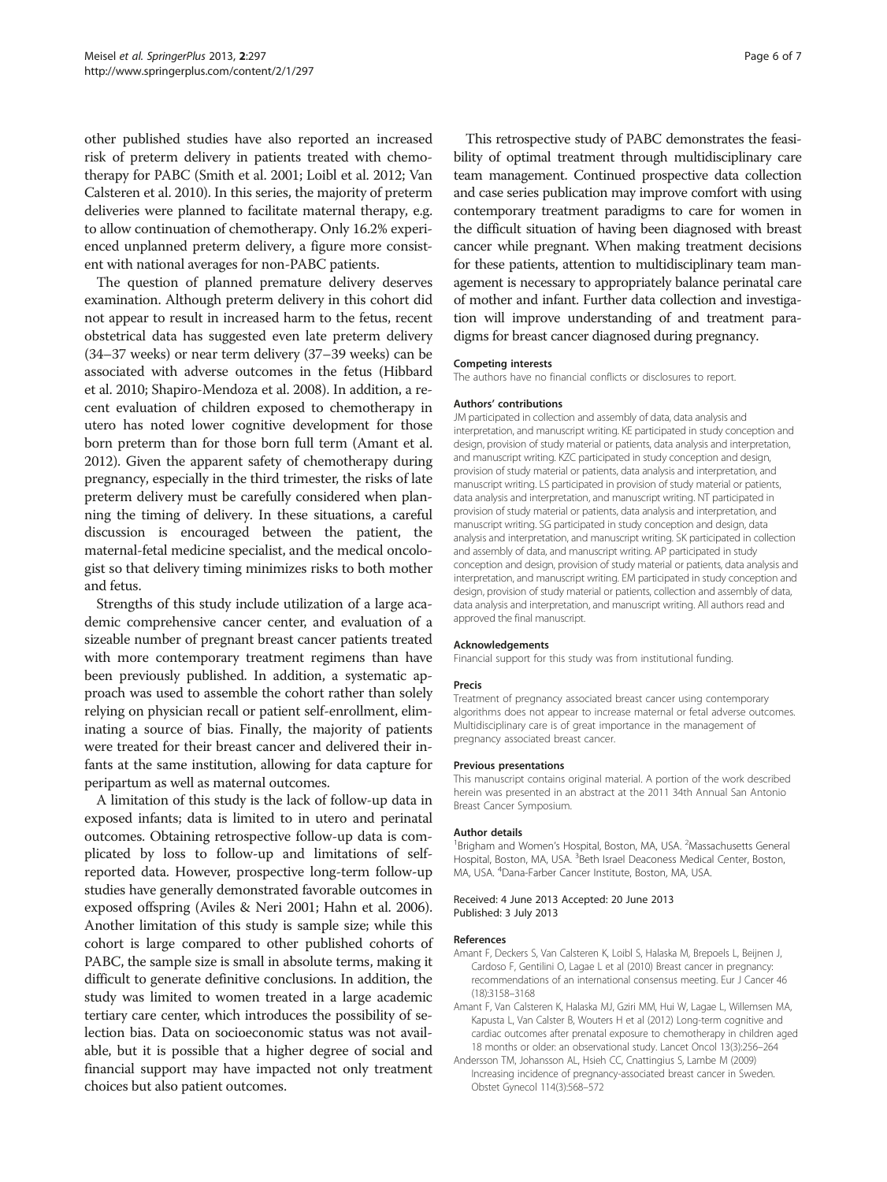other published studies have also reported an increased risk of preterm delivery in patients treated with chemotherapy for PABC (Smith et al. 2001; Loibl et al. 2012; Van Calsteren et al. 2010). In this series, the majority of preterm deliveries were planned to facilitate maternal therapy, e.g. to allow continuation of chemotherapy. Only 16.2% experienced unplanned preterm delivery, a figure more consistent with national averages for non-PABC patients.

The question of planned premature delivery deserves examination. Although preterm delivery in this cohort did not appear to result in increased harm to the fetus, recent obstetrical data has suggested even late preterm delivery (34–37 weeks) or near term delivery (37–39 weeks) can be associated with adverse outcomes in the fetus (Hibbard et al. 2010; Shapiro-Mendoza et al. 2008). In addition, a recent evaluation of children exposed to chemotherapy in utero has noted lower cognitive development for those born preterm than for those born full term (Amant et al. 2012). Given the apparent safety of chemotherapy during pregnancy, especially in the third trimester, the risks of late preterm delivery must be carefully considered when planning the timing of delivery. In these situations, a careful discussion is encouraged between the patient, the maternal-fetal medicine specialist, and the medical oncologist so that delivery timing minimizes risks to both mother and fetus.

Strengths of this study include utilization of a large academic comprehensive cancer center, and evaluation of a sizeable number of pregnant breast cancer patients treated with more contemporary treatment regimens than have been previously published. In addition, a systematic approach was used to assemble the cohort rather than solely relying on physician recall or patient self-enrollment, eliminating a source of bias. Finally, the majority of patients were treated for their breast cancer and delivered their infants at the same institution, allowing for data capture for peripartum as well as maternal outcomes.

A limitation of this study is the lack of follow-up data in exposed infants; data is limited to in utero and perinatal outcomes. Obtaining retrospective follow-up data is complicated by loss to follow-up and limitations of self-reported data. However, prospective long-term follow-up studies have generally demonstrated favorable outcomes in exposed offspring (Aviles & Neri 2001; Hahn et al. 2006). Another limitation of this study is sample size; while this cohort is large compared to other published cohorts of PABC, the sample size is small in absolute terms, making it difficult to generate definitive conclusions. In addition, the study was limited to women treated in a large academic tertiary care center, which introduces the possibility of selection bias. Data on socioeconomic status was not available, but it is possible that a higher degree of social and financial support may have impacted not only treatment choices but also patient outcomes.

This retrospective study of PABC demonstrates the feasibility of optimal treatment through multidisciplinary care team management. Continued prospective data collection and case series publication may improve comfort with using contemporary treatment paradigms to care for women in the difficult situation of having been diagnosed with breast cancer while pregnant. When making treatment decisions for these patients, attention to multidisciplinary team management is necessary to appropriately balance perinatal care of mother and infant. Further data collection and investigation will improve understanding of and treatment paradigms for breast cancer diagnosed during pregnancy.

#### Competing interests
The authors have no financial conflicts or disclosures to report.

#### Authors' contributions
JM participated in collection and assembly of data, data analysis and interpretation, and manuscript writing. KE participated in study conception and design, provision of study material or patients, data analysis and interpretation, and manuscript writing. KZC participated in study conception and design, provision of study material or patients, data analysis and interpretation, and manuscript writing. LS participated in provision of study material or patients, data analysis and interpretation, and manuscript writing. NT participated in provision of study material or patients, data analysis and interpretation, and manuscript writing. SG participated in study conception and design, data analysis and interpretation, and manuscript writing. SK participated in collection and assembly of data, and manuscript writing. AP participated in study conception and design, provision of study material or patients, data analysis and interpretation, and manuscript writing. EM participated in study conception and design, provision of study material or patients, collection and assembly of data, data analysis and interpretation, and manuscript writing. All authors read and approved the final manuscript.

#### Acknowledgements
Financial support for this study was from institutional funding.

#### Precis
Treatment of pregnancy associated breast cancer using contemporary algorithms does not appear to increase maternal or fetal adverse outcomes. Multidisciplinary care is of great importance in the management of pregnancy associated breast cancer.

#### Previous presentations
This manuscript contains original material. A portion of the work described herein was presented in an abstract at the 2011 34th Annual San Antonio Breast Cancer Symposium.

#### Author details
[1]Brigham and Women's Hospital, Boston, MA, USA. [2]Massachusetts General Hospital, Boston, MA, USA. [3]Beth Israel Deaconess Medical Center, Boston, MA, USA. [4]Dana-Farber Cancer Institute, Boston, MA, USA.

Received: 4 June 2013 Accepted: 20 June 2013
Published: 3 July 2013

#### References
Amant F, Deckers S, Van Calsteren K, Loibl S, Halaska M, Brepoels L, Beijnen J, Cardoso F, Gentilini O, Lagae L et al (2010) Breast cancer in pregnancy: recommendations of an international consensus meeting. Eur J Cancer 46 (18):3158–3168

Amant F, Van Calsteren K, Halaska MJ, Gziri MM, Hui W, Lagae L, Willemsen MA, Kapusta L, Van Calster B, Wouters H et al (2012) Long-term cognitive and cardiac outcomes after prenatal exposure to chemotherapy in children aged 18 months or older: an observational study. Lancet Oncol 13(3):256–264

Andersson TM, Johansson AL, Hsieh CC, Cnattingius S, Lambe M (2009) Increasing incidence of pregnancy-associated breast cancer in Sweden. Obstet Gynecol 114(3):568–572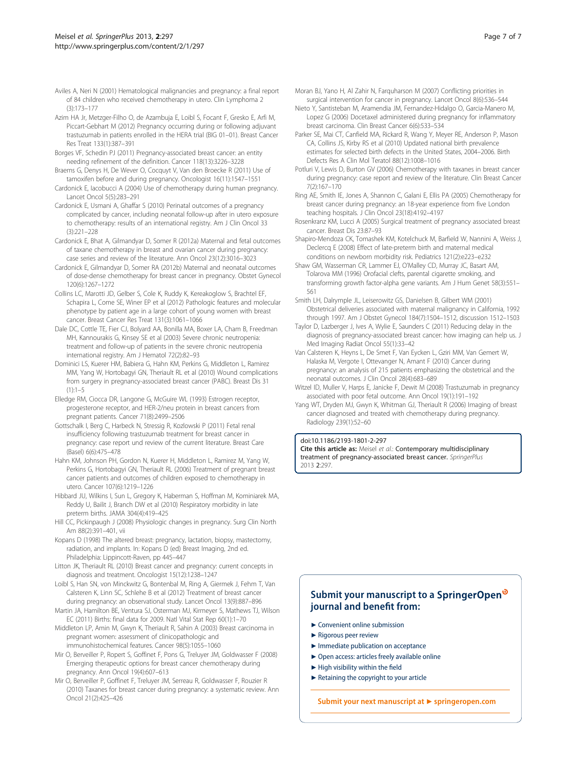Aviles A, Neri N (2001) Hematological malignancies and pregnancy: a final report of 84 children who received chemotherapy in utero. Clin Lymphoma 2 (3):173–177

Azim HA Jr, Metzger-Filho O, de Azambuja E, Loibl S, Focant F, Gresko E, Arfi M, Piccart-Gebhart M (2012) Pregnancy occurring during or following adjuvant trastuzumab in patients enrolled in the HERA trial (BIG 01–01). Breast Cancer Res Treat 133(1):387–391

Borges VF, Schedin PJ (2011) Pregnancy-associated breast cancer: an entity needing refinement of the definition. Cancer 118(13):3226–3228

Braems G, Denys H, De Wever O, Cocquyt V, Van den Broecke R (2011) Use of tamoxifen before and during pregnancy. Oncologist 16(11):1547–1551

Cardonick E, Iacobucci A (2004) Use of chemotherapy during human pregnancy. Lancet Oncol 5(5):283–291

Cardonick E, Usmani A, Ghaffar S (2010) Perinatal outcomes of a pregnancy complicated by cancer, including neonatal follow-up after in utero exposure to chemotherapy: results of an international registry. Am J Clin Oncol 33 (3):221–228

Cardonick E, Bhat A, Gilmandyar D, Somer R (2012a) Maternal and fetal outcomes of taxane chemotherapy in breast and ovarian cancer during pregnancy: case series and review of the literature. Ann Oncol 23(12):3016–3023

Cardonick E, Gilmandyar D, Somer RA (2012b) Maternal and neonatal outcomes of dose-dense chemotherapy for breast cancer in pregnancy. Obstet Gynecol 120(6):1267–1272

Collins LC, Marotti JD, Gelber S, Cole K, Ruddy K, Kereakoglow S, Brachtel EF, Schapira L, Come SE, Winer EP et al (2012) Pathologic features and molecular phenotype by patient age in a large cohort of young women with breast cancer. Breast Cancer Res Treat 131(3):1061–1066

Dale DC, Cottle TE, Fier CJ, Bolyard AA, Bonilla MA, Boxer LA, Cham B, Freedman MH, Kannourakis G, Kinsey SE et al (2003) Severe chronic neutropenia: treatment and follow-up of patients in the severe chronic neutropenia international registry. Am J Hematol 72(2):82–93

Dominici LS, Kuerer HM, Babiera G, Hahn KM, Perkins G, Middleton L, Ramirez MM, Yang W, Hortobagyi GN, Theriault RL et al (2010) Wound complications from surgery in pregnancy-associated breast cancer (PABC). Breast Dis 31 (1):1–5

Elledge RM, Ciocca DR, Langone G, McGuire WL (1993) Estrogen receptor, progesterone receptor, and HER-2/neu protein in breast cancers from pregnant patients. Cancer 71(8):2499–2506

Gottschalk I, Berg C, Harbeck N, Stressig R, Kozlowski P (2011) Fetal renal insufficiency following trastuzumab treatment for breast cancer in pregnancy: case report und review of the current literature. Breast Care (Basel) 6(6):475–478

Hahn KM, Johnson PH, Gordon N, Kuerer H, Middleton L, Ramirez M, Yang W, Perkins G, Hortobagyi GN, Theriault RL (2006) Treatment of pregnant breast cancer patients and outcomes of children exposed to chemotherapy in utero. Cancer 107(6):1219–1226

Hibbard JU, Wilkins I, Sun L, Gregory K, Haberman S, Hoffman M, Kominiarek MA, Reddy U, Bailit J, Branch DW et al (2010) Respiratory morbidity in late preterm births. JAMA 304(4):419–425

Hill CC, Pickinpaugh J (2008) Physiologic changes in pregnancy. Surg Clin North Am 88(2):391–401, vii

Kopans D (1998) The altered breast: pregnancy, lactation, biopsy, mastectomy, radiation, and implants. In: Kopans D (ed) Breast Imaging, 2nd ed. Philadelphia: Lippincott-Raven, pp 445–447

Litton JK, Theriault RL (2010) Breast cancer and pregnancy: current concepts in diagnosis and treatment. Oncologist 15(12):1238–1247

Loibl S, Han SN, von Minckwitz G, Bontenbal M, Ring A, Giermek J, Fehm T, Van Calsteren K, Linn SC, Schlehe B et al (2012) Treatment of breast cancer during pregnancy: an observational study. Lancet Oncol 13(9):887–896

Martin JA, Hamilton BE, Ventura SJ, Osterman MJ, Kirmeyer S, Mathews TJ, Wilson EC (2011) Births: final data for 2009. Natl Vital Stat Rep 60(1):1–70

Middleton LP, Amin M, Gwyn K, Theriault R, Sahin A (2003) Breast carcinoma in pregnant women: assessment of clinicopathologic and immunohistochemical features. Cancer 98(5):1055–1060

Mir O, Berveiller P, Ropert S, Goffinet F, Pons G, Treluyer JM, Goldwasser F (2008) Emerging therapeutic options for breast cancer chemotherapy during pregnancy. Ann Oncol 19(4):607–613

Mir O, Berveiller P, Goffinet F, Treluyer JM, Serreau R, Goldwasser F, Rouzier R (2010) Taxanes for breast cancer during pregnancy: a systematic review. Ann Oncol 21(2):425–426

Moran BJ, Yano H, Al Zahir N, Farquharson M (2007) Conflicting priorities in surgical intervention for cancer in pregnancy. Lancet Oncol 8(6):536–544

Nieto Y, Santisteban M, Aramendia JM, Fernandez-Hidalgo O, Garcia-Manero M, Lopez G (2006) Docetaxel administered during pregnancy for inflammatory breast carcinoma. Clin Breast Cancer 6(6):533–534

Parker SE, Mai CT, Canfield MA, Rickard R, Wang Y, Meyer RE, Anderson P, Mason CA, Collins JS, Kirby RS et al (2010) Updated national birth prevalence estimates for selected birth defects in the United States, 2004–2006. Birth Defects Res A Clin Mol Teratol 88(12):1008–1016

Potluri V, Lewis D, Burton GV (2006) Chemotherapy with taxanes in breast cancer during pregnancy: case report and review of the literature. Clin Breast Cancer 7(2):167–170

Ring AE, Smith IE, Jones A, Shannon C, Galani E, Ellis PA (2005) Chemotherapy for breast cancer during pregnancy: an 18-year experience from five London teaching hospitals. J Clin Oncol 23(18):4192–4197

Rosenkranz KM, Lucci A (2005) Surgical treatment of pregnancy associated breast cancer. Breast Dis 23:87–93

Shapiro-Mendoza CK, Tomashek KM, Kotelchuck M, Barfield W, Nannini A, Weiss J, Declercq E (2008) Effect of late-preterm birth and maternal medical conditions on newborn morbidity risk. Pediatrics 121(2):e223–e232

Shaw GM, Wasserman CR, Lammer EJ, O'Malley CD, Murray JC, Basart AM, Tolarova MM (1996) Orofacial clefts, parental cigarette smoking, and transforming growth factor-alpha gene variants. Am J Hum Genet 58(3):551–561

Smith LH, Dalrymple JL, Leiserowitz GS, Danielsen B, Gilbert WM (2001) Obstetrical deliveries associated with maternal malignancy in California, 1992 through 1997. Am J Obstet Gynecol 184(7):1504–1512, discussion 1512–1503

Taylor D, Lazberger J, Ives A, Wylie E, Saunders C (2011) Reducing delay in the diagnosis of pregnancy-associated breast cancer: how imaging can help us. J Med Imaging Radiat Oncol 55(1):33–42

Van Calsteren K, Heyns L, De Smet F, Van Eycken L, Gziri MM, Van Gemert W, Halaska M, Vergote I, Ottevanger N, Amant F (2010) Cancer during pregnancy: an analysis of 215 patients emphasizing the obstetrical and the neonatal outcomes. J Clin Oncol 28(4):683–689

Witzel ID, Muller V, Harps E, Janicke F, Dewit M (2008) Trastuzumab in pregnancy associated with poor fetal outcome. Ann Oncol 19(1):191–192

Yang WT, Dryden MJ, Gwyn K, Whitman GJ, Theriault R (2006) Imaging of breast cancer diagnosed and treated with chemotherapy during pregnancy. Radiology 239(1):52–60

doi:10.1186/2193-1801-2-297

**Cite this article as:** Meisel *et al.*: Contemporary multidisciplinary treatment of pregnancy-associated breast cancer. *SpringerPlus* 2013 **2**:297.

## Submit your manuscript to a SpringerOpen journal and benefit from:

- ► Convenient online submission
- ► Rigorous peer review
- ► Immediate publication on acceptance
- ► Open access: articles freely available online
- ► High visibility within the field
- ► Retaining the copyright to your article

**Submit your next manuscript at ► springeropen.com**